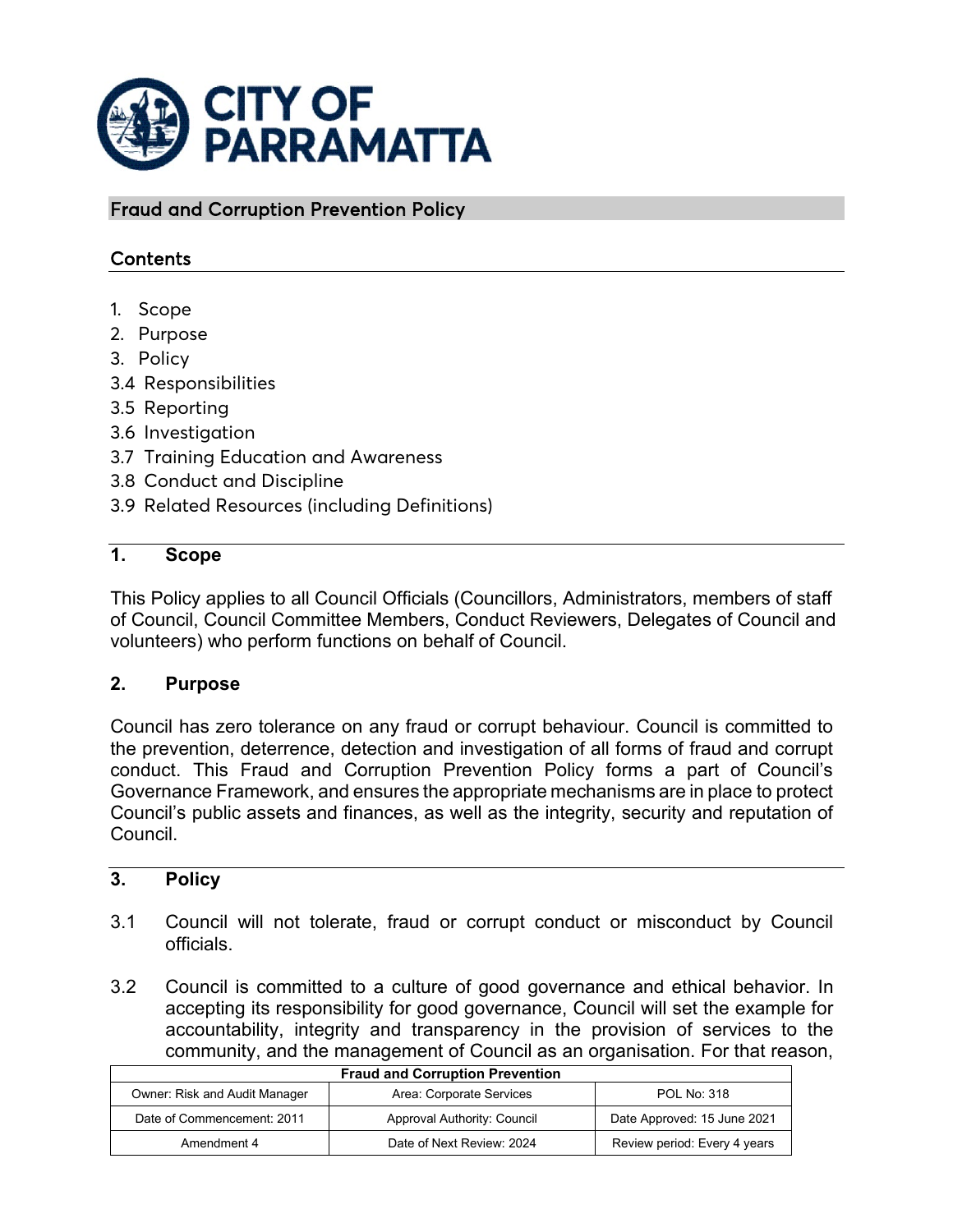# Fraud and Corruption Prevention Policy

## Contents

1. Scope
2. Purpose
3. Policy

3.4 Responsibilities
3.5 Reporting
3.6 Investigation
3.7 Training Education and Awareness
3.8 Conduct and Discipline
3.9 Related Resources (including Definitions)

## 1. Scope

This Policy applies to all Council Officials (Councillors, Administrators, members of staff of Council, Council Committee Members, Conduct Reviewers, Delegates of Council and volunteers) who perform functions on behalf of Council.

## 2. Purpose

Council has zero tolerance on any fraud or corrupt behaviour. Council is committed to the prevention, deterrence, detection and investigation of all forms of fraud and corrupt conduct. This Fraud and Corruption Prevention Policy forms a part of Council's Governance Framework, and ensures the appropriate mechanisms are in place to protect Council's public assets and finances, as well as the integrity, security and reputation of Council.

## 3. Policy

3.1 Council will not tolerate, fraud or corrupt conduct or misconduct by Council officials.

3.2 Council is committed to a culture of good governance and ethical behavior. In accepting its responsibility for good governance, Council will set the example for accountability, integrity and transparency in the provision of services to the community, and the management of Council as an organisation. For that reason,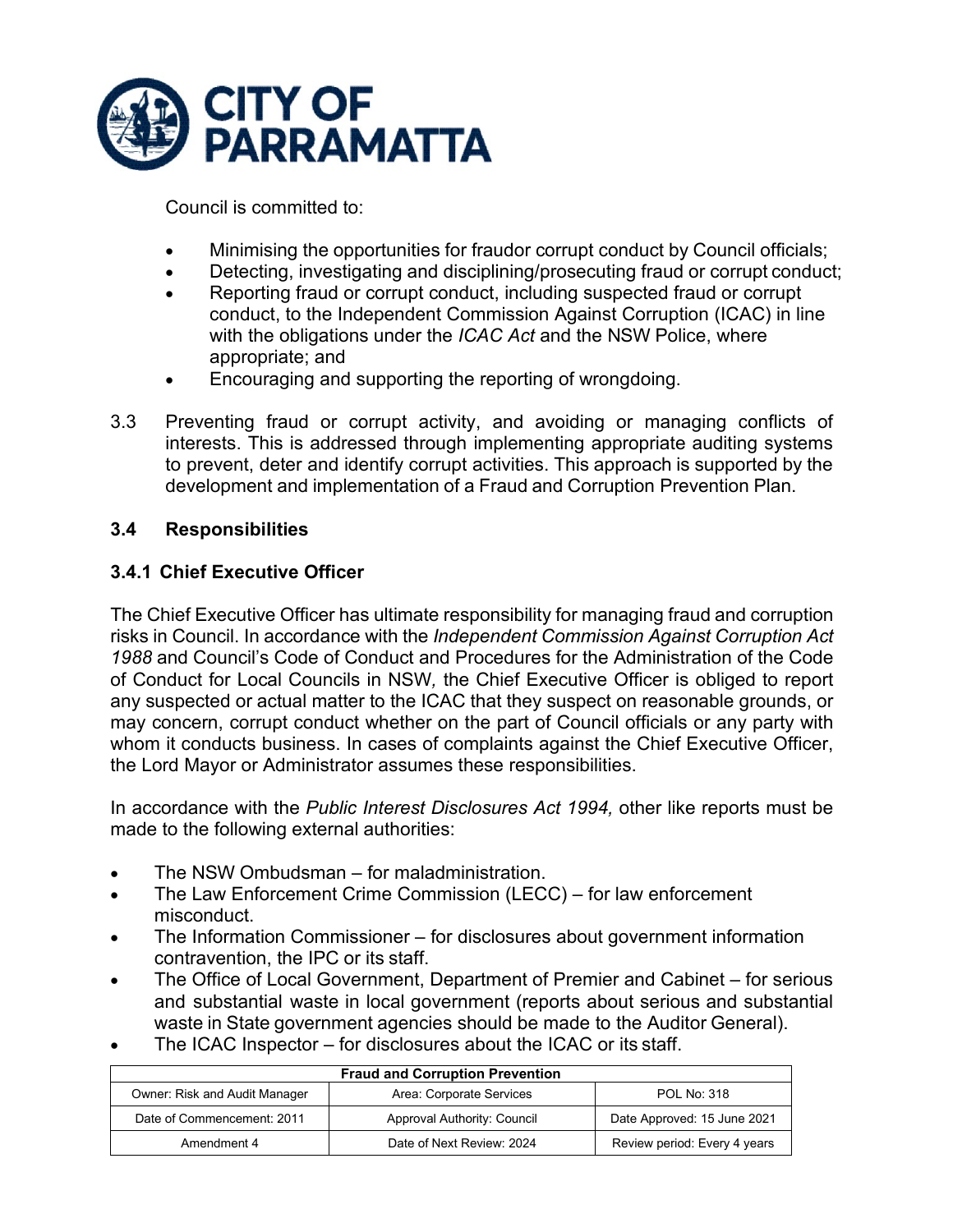Council is committed to:

- Minimising the opportunities for fraudor corrupt conduct by Council officials;
- Detecting, investigating and disciplining/prosecuting fraud or corrupt conduct;
- Reporting fraud or corrupt conduct, including suspected fraud or corrupt conduct, to the Independent Commission Against Corruption (ICAC) in line with the obligations under the *ICAC Act* and the NSW Police, where appropriate; and
- Encouraging and supporting the reporting of wrongdoing.

3.3 Preventing fraud or corrupt activity, and avoiding or managing conflicts of interests. This is addressed through implementing appropriate auditing systems to prevent, deter and identify corrupt activities. This approach is supported by the development and implementation of a Fraud and Corruption Prevention Plan.

## 3.4 Responsibilities

### 3.4.1 Chief Executive Officer

The Chief Executive Officer has ultimate responsibility for managing fraud and corruption risks in Council. In accordance with the *Independent Commission Against Corruption Act 1988* and Council's Code of Conduct and Procedures for the Administration of the Code of Conduct for Local Councils in NSW*,* the Chief Executive Officer is obliged to report any suspected or actual matter to the ICAC that they suspect on reasonable grounds, or may concern, corrupt conduct whether on the part of Council officials or any party with whom it conducts business. In cases of complaints against the Chief Executive Officer, the Lord Mayor or Administrator assumes these responsibilities.

In accordance with the *Public Interest Disclosures Act 1994,* other like reports must be made to the following external authorities:

- The NSW Ombudsman – for maladministration.
- The Law Enforcement Crime Commission (LECC) – for law enforcement misconduct.
- The Information Commissioner – for disclosures about government information contravention, the IPC or its staff.
- The Office of Local Government, Department of Premier and Cabinet – for serious and substantial waste in local government (reports about serious and substantial waste in State government agencies should be made to the Auditor General).
- The ICAC Inspector – for disclosures about the ICAC or its staff.

| Fraud and Corruption Prevention | | |
|---|---|---|
| Owner: Risk and Audit Manager | Area: Corporate Services | POL No: 318 |
| Date of Commencement: 2011 | Approval Authority: Council | Date Approved: 15 June 2021 |
| Amendment 4 | Date of Next Review: 2024 | Review period: Every 4 years |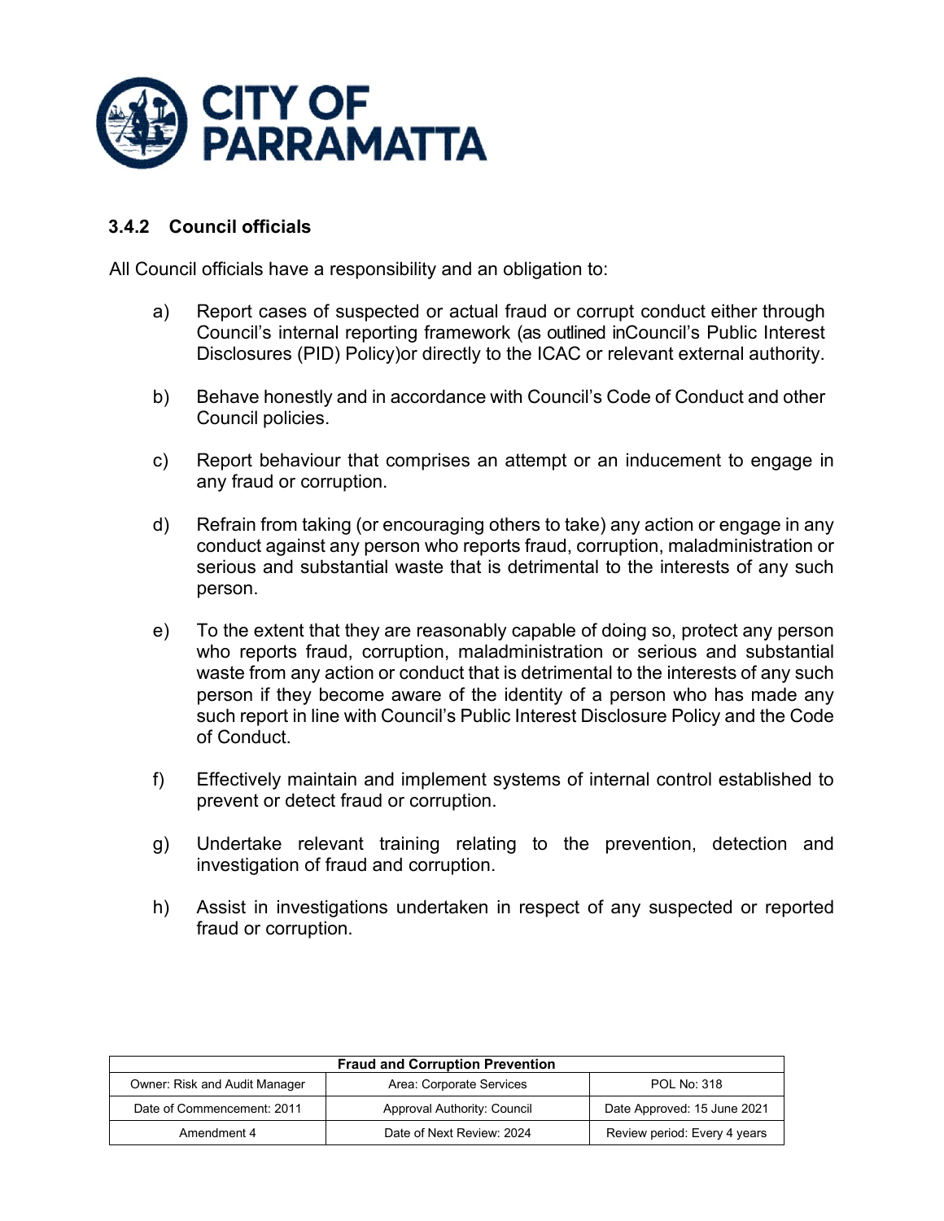### 3.4.2 Council officials

All Council officials have a responsibility and an obligation to:

a) Report cases of suspected or actual fraud or corrupt conduct either through Council's internal reporting framework (as outlined inCouncil's Public Interest Disclosures (PID) Policy)or directly to the ICAC or relevant external authority.

b) Behave honestly and in accordance with Council's Code of Conduct and other Council policies.

c) Report behaviour that comprises an attempt or an inducement to engage in any fraud or corruption.

d) Refrain from taking (or encouraging others to take) any action or engage in any conduct against any person who reports fraud, corruption, maladministration or serious and substantial waste that is detrimental to the interests of any such person.

e) To the extent that they are reasonably capable of doing so, protect any person who reports fraud, corruption, maladministration or serious and substantial waste from any action or conduct that is detrimental to the interests of any such person if they become aware of the identity of a person who has made any such report in line with Council's Public Interest Disclosure Policy and the Code of Conduct.

f) Effectively maintain and implement systems of internal control established to prevent or detect fraud or corruption.

g) Undertake relevant training relating to the prevention, detection and investigation of fraud and corruption.

h) Assist in investigations undertaken in respect of any suspected or reported fraud or corruption.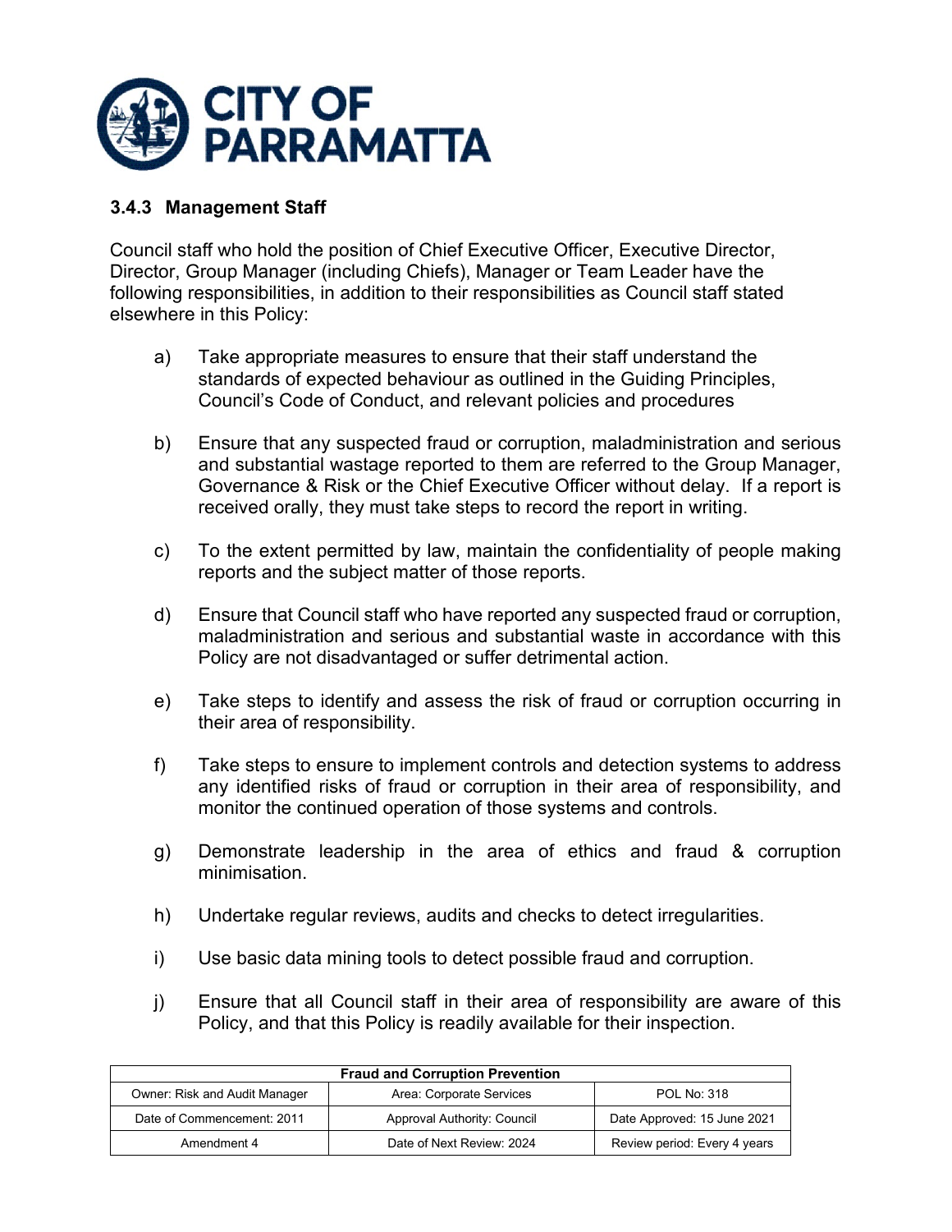### 3.4.3 Management Staff

Council staff who hold the position of Chief Executive Officer, Executive Director, Director, Group Manager (including Chiefs), Manager or Team Leader have the following responsibilities, in addition to their responsibilities as Council staff stated elsewhere in this Policy:

a) Take appropriate measures to ensure that their staff understand the standards of expected behaviour as outlined in the Guiding Principles, Council's Code of Conduct, and relevant policies and procedures

b) Ensure that any suspected fraud or corruption, maladministration and serious and substantial wastage reported to them are referred to the Group Manager, Governance & Risk or the Chief Executive Officer without delay. If a report is received orally, they must take steps to record the report in writing.

c) To the extent permitted by law, maintain the confidentiality of people making reports and the subject matter of those reports.

d) Ensure that Council staff who have reported any suspected fraud or corruption, maladministration and serious and substantial waste in accordance with this Policy are not disadvantaged or suffer detrimental action.

e) Take steps to identify and assess the risk of fraud or corruption occurring in their area of responsibility.

f) Take steps to ensure to implement controls and detection systems to address any identified risks of fraud or corruption in their area of responsibility, and monitor the continued operation of those systems and controls.

g) Demonstrate leadership in the area of ethics and fraud & corruption minimisation.

h) Undertake regular reviews, audits and checks to detect irregularities.

i) Use basic data mining tools to detect possible fraud and corruption.

j) Ensure that all Council staff in their area of responsibility are aware of this Policy, and that this Policy is readily available for their inspection.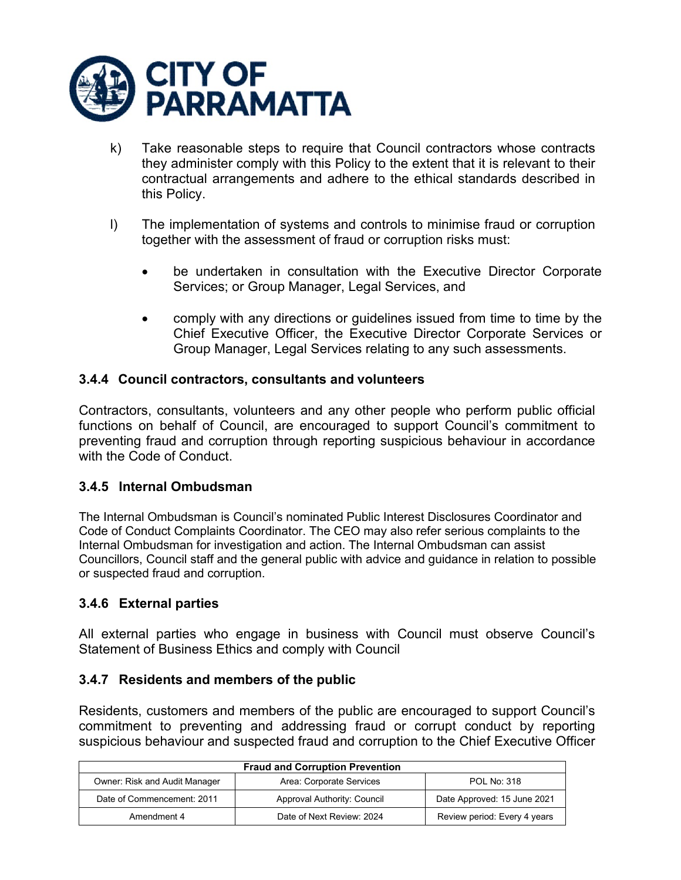k) Take reasonable steps to require that Council contractors whose contracts they administer comply with this Policy to the extent that it is relevant to their contractual arrangements and adhere to the ethical standards described in this Policy.

l) The implementation of systems and controls to minimise fraud or corruption together with the assessment of fraud or corruption risks must:

- be undertaken in consultation with the Executive Director Corporate Services; or Group Manager, Legal Services, and
- comply with any directions or guidelines issued from time to time by the Chief Executive Officer, the Executive Director Corporate Services or Group Manager, Legal Services relating to any such assessments.

### 3.4.4 Council contractors, consultants and volunteers

Contractors, consultants, volunteers and any other people who perform public official functions on behalf of Council, are encouraged to support Council's commitment to preventing fraud and corruption through reporting suspicious behaviour in accordance with the Code of Conduct.

### 3.4.5 Internal Ombudsman

The Internal Ombudsman is Council's nominated Public Interest Disclosures Coordinator and Code of Conduct Complaints Coordinator. The CEO may also refer serious complaints to the Internal Ombudsman for investigation and action. The Internal Ombudsman can assist Councillors, Council staff and the general public with advice and guidance in relation to possible or suspected fraud and corruption.

### 3.4.6 External parties

All external parties who engage in business with Council must observe Council's Statement of Business Ethics and comply with Council

### 3.4.7 Residents and members of the public

Residents, customers and members of the public are encouraged to support Council's commitment to preventing and addressing fraud or corrupt conduct by reporting suspicious behaviour and suspected fraud and corruption to the Chief Executive Officer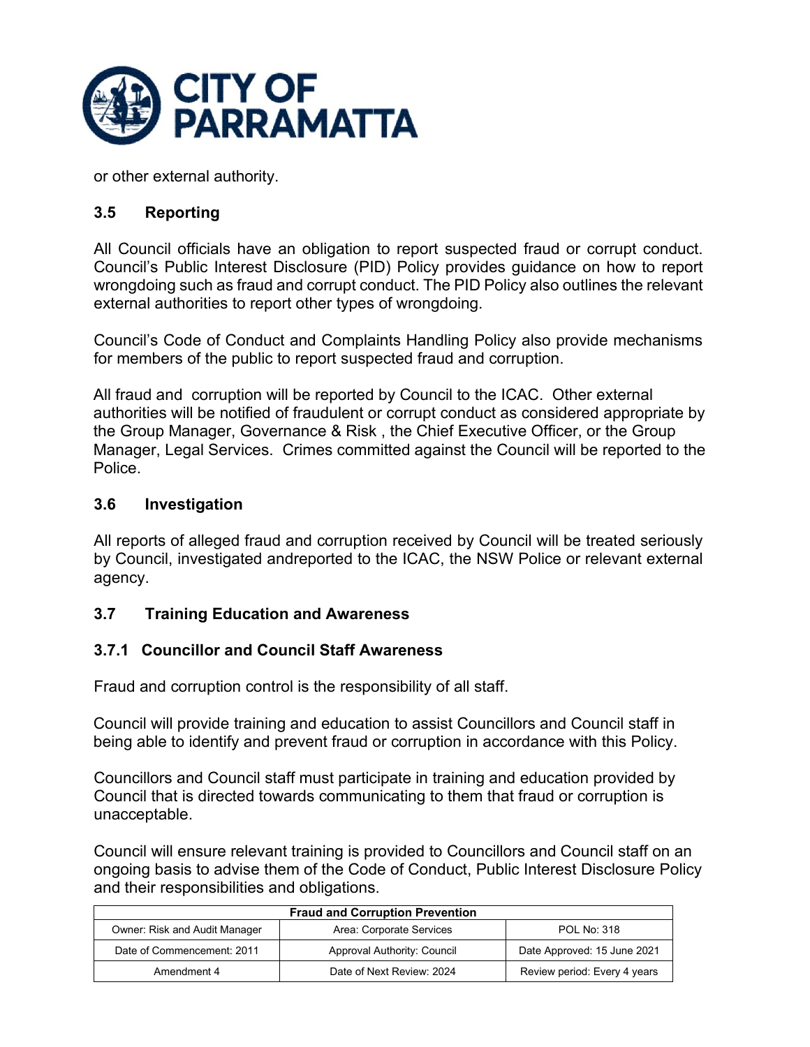or other external authority.

### 3.5 Reporting

All Council officials have an obligation to report suspected fraud or corrupt conduct. Council's Public Interest Disclosure (PID) Policy provides guidance on how to report wrongdoing such as fraud and corrupt conduct. The PID Policy also outlines the relevant external authorities to report other types of wrongdoing.

Council's Code of Conduct and Complaints Handling Policy also provide mechanisms for members of the public to report suspected fraud and corruption.

All fraud and corruption will be reported by Council to the ICAC. Other external authorities will be notified of fraudulent or corrupt conduct as considered appropriate by the Group Manager, Governance & Risk , the Chief Executive Officer, or the Group Manager, Legal Services. Crimes committed against the Council will be reported to the Police.

### 3.6 Investigation

All reports of alleged fraud and corruption received by Council will be treated seriously by Council, investigated andreported to the ICAC, the NSW Police or relevant external agency.

### 3.7 Training Education and Awareness

#### 3.7.1 Councillor and Council Staff Awareness

Fraud and corruption control is the responsibility of all staff.

Council will provide training and education to assist Councillors and Council staff in being able to identify and prevent fraud or corruption in accordance with this Policy.

Councillors and Council staff must participate in training and education provided by Council that is directed towards communicating to them that fraud or corruption is unacceptable.

Council will ensure relevant training is provided to Councillors and Council staff on an ongoing basis to advise them of the Code of Conduct, Public Interest Disclosure Policy and their responsibilities and obligations.

| Fraud and Corruption Prevention | | |
|---|---|---|
| Owner: Risk and Audit Manager | Area: Corporate Services | POL No: 318 |
| Date of Commencement: 2011 | Approval Authority: Council | Date Approved: 15 June 2021 |
| Amendment 4 | Date of Next Review: 2024 | Review period: Every 4 years |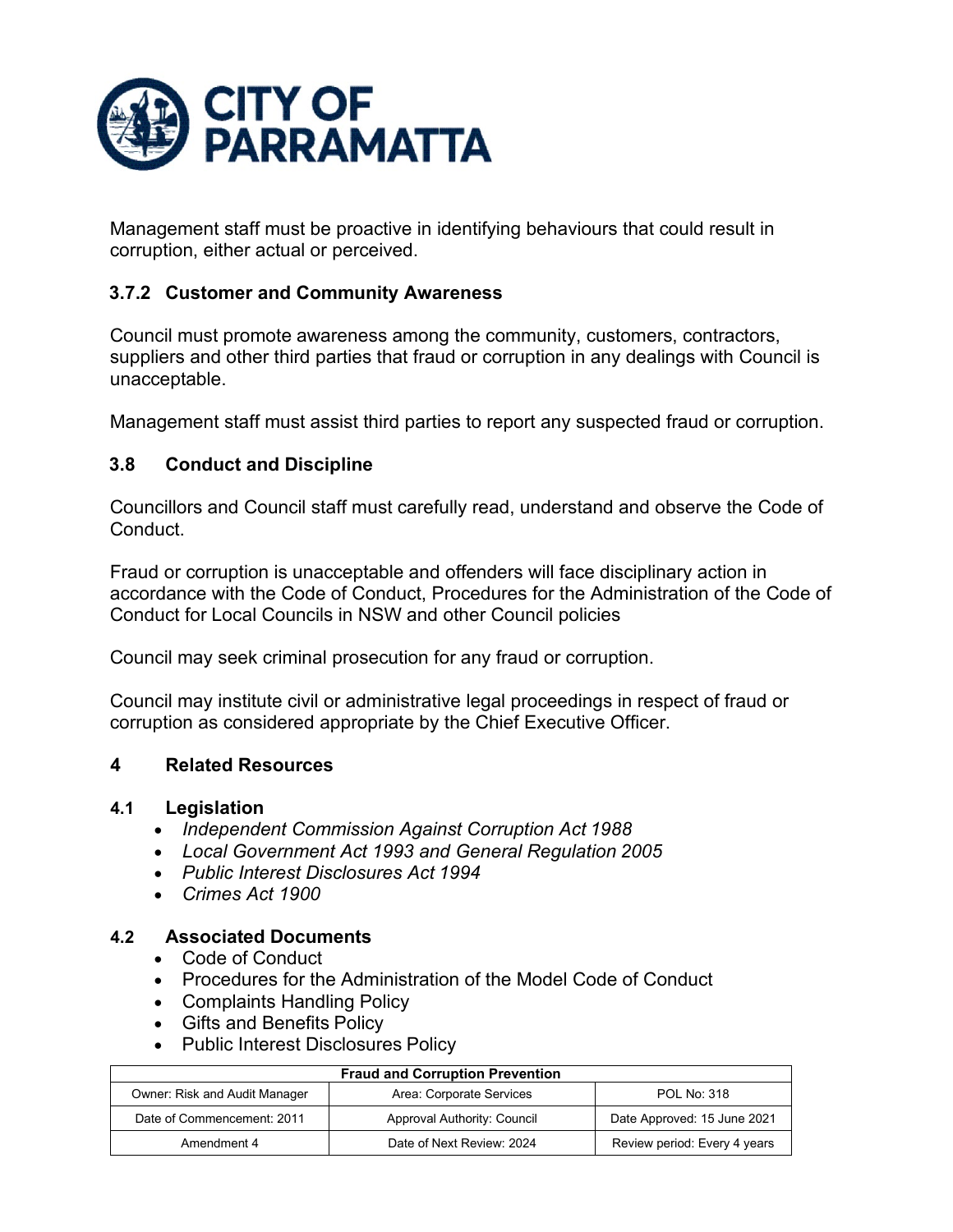Management staff must be proactive in identifying behaviours that could result in corruption, either actual or perceived.

### 3.7.2 Customer and Community Awareness

Council must promote awareness among the community, customers, contractors, suppliers and other third parties that fraud or corruption in any dealings with Council is unacceptable.

Management staff must assist third parties to report any suspected fraud or corruption.

## 3.8 Conduct and Discipline

Councillors and Council staff must carefully read, understand and observe the Code of Conduct.

Fraud or corruption is unacceptable and offenders will face disciplinary action in accordance with the Code of Conduct, Procedures for the Administration of the Code of Conduct for Local Councils in NSW and other Council policies

Council may seek criminal prosecution for any fraud or corruption.

Council may institute civil or administrative legal proceedings in respect of fraud or corruption as considered appropriate by the Chief Executive Officer.

# 4 Related Resources

## 4.1 Legislation

- *Independent Commission Against Corruption Act 1988*
- *Local Government Act 1993 and General Regulation 2005*
- *Public Interest Disclosures Act 1994*
- *Crimes Act 1900*

## 4.2 Associated Documents

- Code of Conduct
- Procedures for the Administration of the Model Code of Conduct
- Complaints Handling Policy
- Gifts and Benefits Policy
- Public Interest Disclosures Policy

| **Fraud and Corruption Prevention** | | |
|---|---|---|
| Owner: Risk and Audit Manager | Area: Corporate Services | POL No: 318 |
| Date of Commencement: 2011 | Approval Authority: Council | Date Approved: 15 June 2021 |
| Amendment 4 | Date of Next Review: 2024 | Review period: Every 4 years |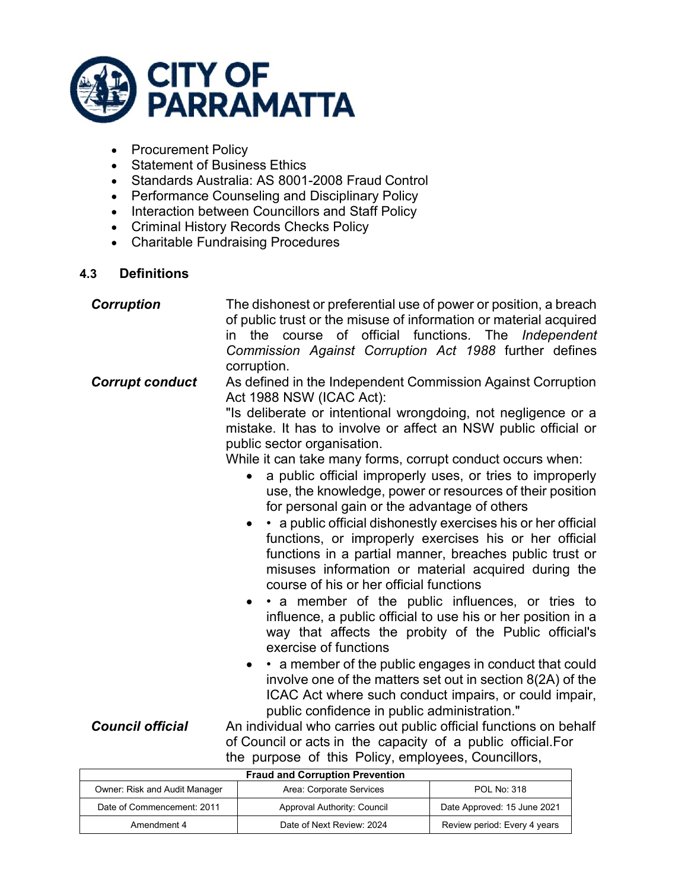- Procurement Policy
- Statement of Business Ethics
- Standards Australia: AS 8001-2008 Fraud Control
- Performance Counseling and Disciplinary Policy
- Interaction between Councillors and Staff Policy
- Criminal History Records Checks Policy
- Charitable Fundraising Procedures

### 4.3 Definitions

| | |
|---|---|
| ***Corruption*** | The dishonest or preferential use of power or position, a breach of public trust or the misuse of information or material acquired in the course of official functions. The *Independent Commission Against Corruption Act 1988* further defines corruption. |
| ***Corrupt conduct*** | As defined in the Independent Commission Against Corruption Act 1988 NSW (ICAC Act):<br>"Is deliberate or intentional wrongdoing, not negligence or a mistake. It has to involve or affect an NSW public official or public sector organisation.<br>While it can take many forms, corrupt conduct occurs when:<br>• a public official improperly uses, or tries to improperly use, the knowledge, power or resources of their position for personal gain or the advantage of others<br>• • a public official dishonestly exercises his or her official functions, or improperly exercises his or her official functions in a partial manner, breaches public trust or misuses information or material acquired during the course of his or her official functions<br>• • a member of the public influences, or tries to influence, a public official to use his or her position in a way that affects the probity of the Public official's exercise of functions<br>• • a member of the public engages in conduct that could involve one of the matters set out in section 8(2A) of the ICAC Act where such conduct impairs, or could impair, public confidence in public administration." |
| ***Council official*** | An individual who carries out public official functions on behalf of Council or acts in the capacity of a public official.For the purpose of this Policy, employees, Councillors, |

| Fraud and Corruption Prevention | | |
|---|---|---|
| Owner: Risk and Audit Manager | Area: Corporate Services | POL No: 318 |
| Date of Commencement: 2011 | Approval Authority: Council | Date Approved: 15 June 2021 |
| Amendment 4 | Date of Next Review: 2024 | Review period: Every 4 years |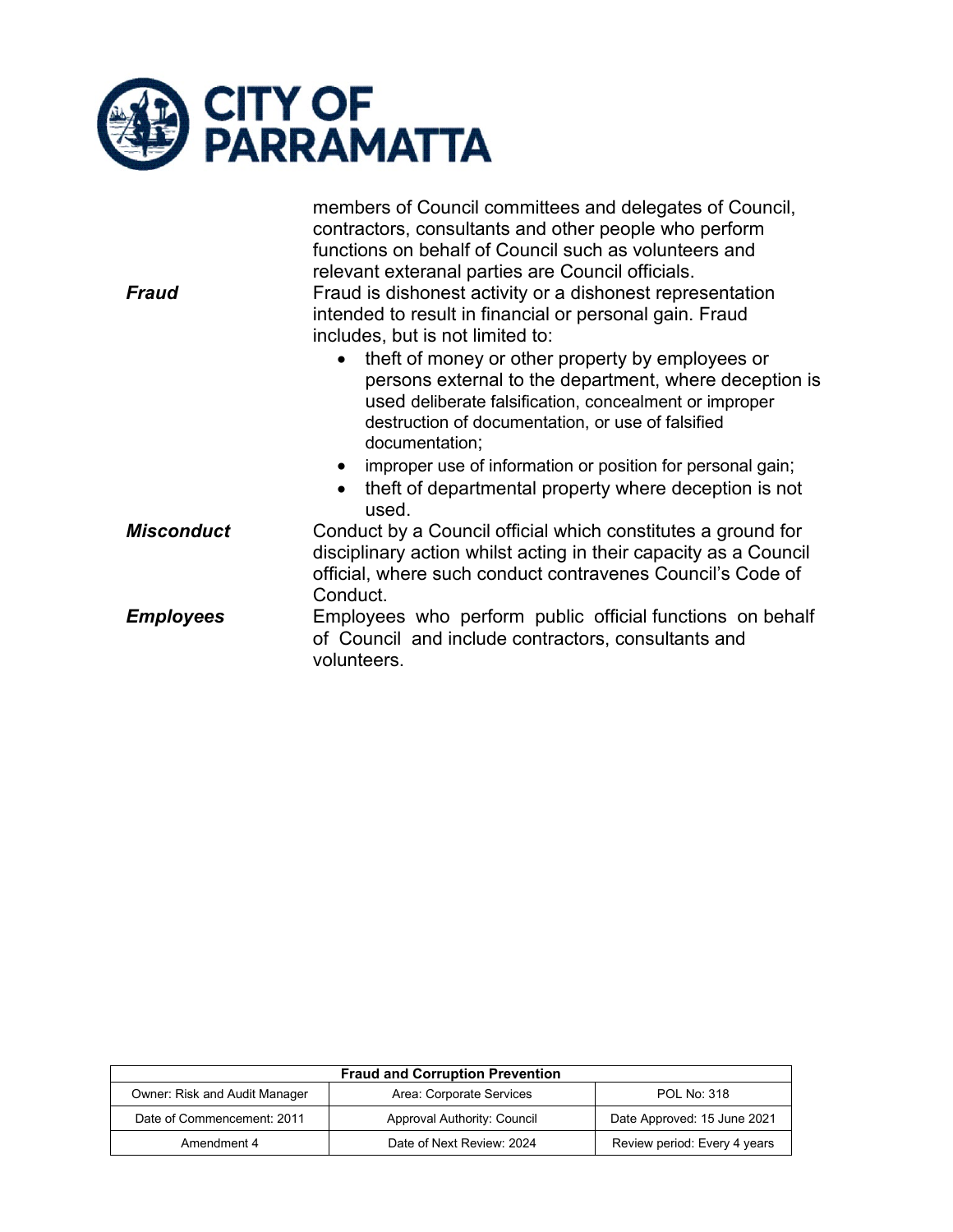| | |
|---|---|
| | members of Council committees and delegates of Council, contractors, consultants and other people who perform functions on behalf of Council such as volunteers and relevant exteranal parties are Council officials. |
| ***Fraud*** | Fraud is dishonest activity or a dishonest representation intended to result in financial or personal gain. Fraud includes, but is not limited to:<br>• theft of money or other property by employees or persons external to the department, where deception is used deliberate falsification, concealment or improper destruction of documentation, or use of falsified documentation;<br>• improper use of information or position for personal gain;<br>• theft of departmental property where deception is not used. |
| ***Misconduct*** | Conduct by a Council official which constitutes a ground for disciplinary action whilst acting in their capacity as a Council official, where such conduct contravenes Council's Code of Conduct. |
| ***Employees*** | Employees who perform public official functions on behalf of Council and include contractors, consultants and volunteers. |